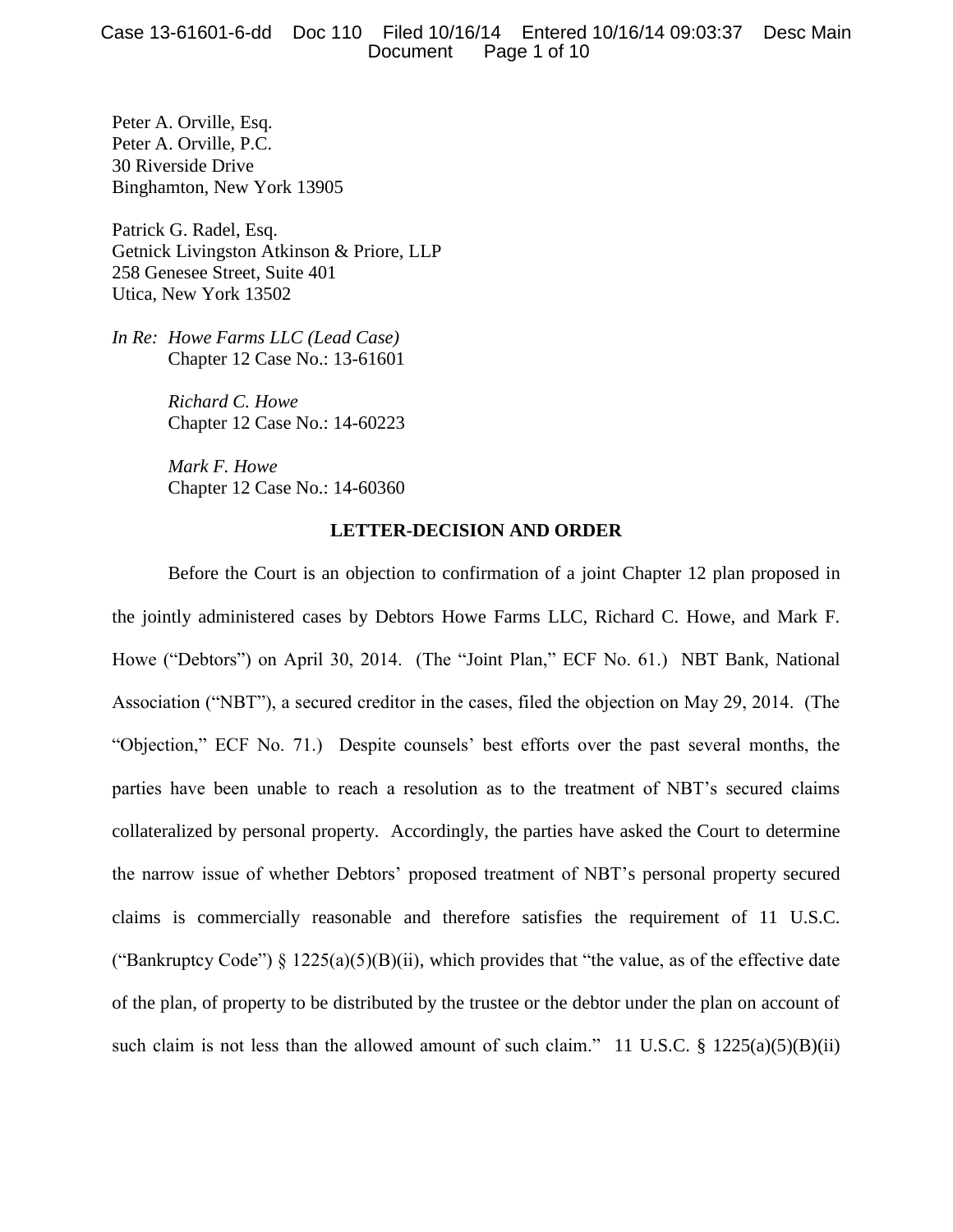Peter A. Orville, Esq.
Peter A. Orville, P.C.
30 Riverside Drive
Binghamton, New York 13905

Patrick G. Radel, Esq.
Getnick Livingston Atkinson & Priore, LLP
258 Genesee Street, Suite 401
Utica, New York 13502

*In Re: Howe Farms LLC (Lead Case)*
Chapter 12 Case No.: 13-61601

*Richard C. Howe*
Chapter 12 Case No.: 14-60223

*Mark F. Howe*
Chapter 12 Case No.: 14-60360

**LETTER-DECISION AND ORDER**

Before the Court is an objection to confirmation of a joint Chapter 12 plan proposed in the jointly administered cases by Debtors Howe Farms LLC, Richard C. Howe, and Mark F. Howe ("Debtors") on April 30, 2014. (The "Joint Plan," ECF No. 61.) NBT Bank, National Association ("NBT"), a secured creditor in the cases, filed the objection on May 29, 2014. (The "Objection," ECF No. 71.) Despite counsels' best efforts over the past several months, the parties have been unable to reach a resolution as to the treatment of NBT's secured claims collateralized by personal property. Accordingly, the parties have asked the Court to determine the narrow issue of whether Debtors' proposed treatment of NBT's personal property secured claims is commercially reasonable and therefore satisfies the requirement of 11 U.S.C. ("Bankruptcy Code") § 1225(a)(5)(B)(ii), which provides that "the value, as of the effective date of the plan, of property to be distributed by the trustee or the debtor under the plan on account of such claim is not less than the allowed amount of such claim." 11 U.S.C. § 1225(a)(5)(B)(ii)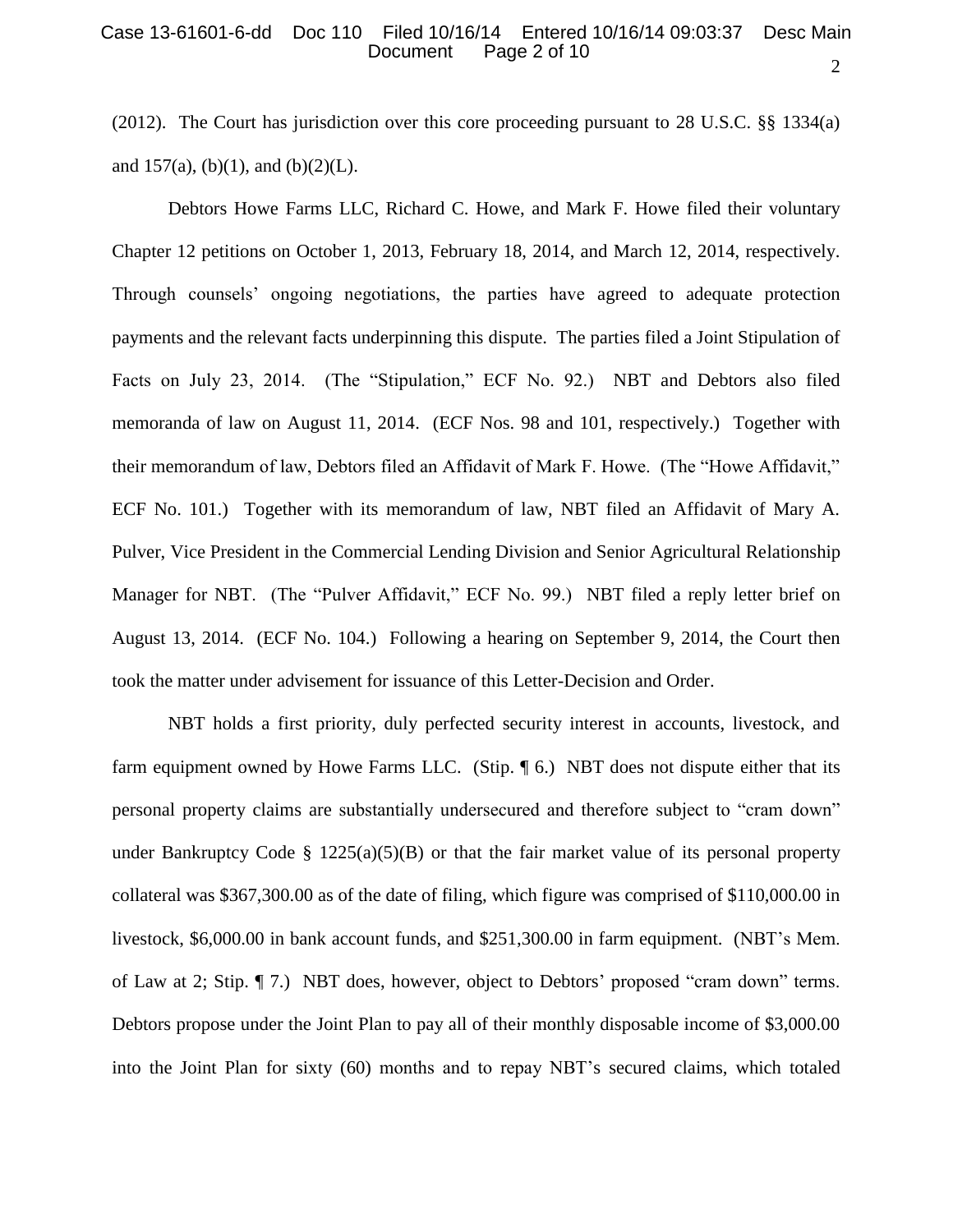(2012). The Court has jurisdiction over this core proceeding pursuant to 28 U.S.C. §§ 1334(a) and 157(a), (b)(1), and (b)(2)(L).

Debtors Howe Farms LLC, Richard C. Howe, and Mark F. Howe filed their voluntary Chapter 12 petitions on October 1, 2013, February 18, 2014, and March 12, 2014, respectively. Through counsels' ongoing negotiations, the parties have agreed to adequate protection payments and the relevant facts underpinning this dispute. The parties filed a Joint Stipulation of Facts on July 23, 2014. (The "Stipulation," ECF No. 92.) NBT and Debtors also filed memoranda of law on August 11, 2014. (ECF Nos. 98 and 101, respectively.) Together with their memorandum of law, Debtors filed an Affidavit of Mark F. Howe. (The "Howe Affidavit," ECF No. 101.) Together with its memorandum of law, NBT filed an Affidavit of Mary A. Pulver, Vice President in the Commercial Lending Division and Senior Agricultural Relationship Manager for NBT. (The "Pulver Affidavit," ECF No. 99.) NBT filed a reply letter brief on August 13, 2014. (ECF No. 104.) Following a hearing on September 9, 2014, the Court then took the matter under advisement for issuance of this Letter-Decision and Order.

NBT holds a first priority, duly perfected security interest in accounts, livestock, and farm equipment owned by Howe Farms LLC. (Stip. ¶ 6.) NBT does not dispute either that its personal property claims are substantially undersecured and therefore subject to "cram down" under Bankruptcy Code § 1225(a)(5)(B) or that the fair market value of its personal property collateral was $367,300.00 as of the date of filing, which figure was comprised of $110,000.00 in livestock, $6,000.00 in bank account funds, and $251,300.00 in farm equipment. (NBT's Mem. of Law at 2; Stip. ¶ 7.) NBT does, however, object to Debtors' proposed "cram down" terms. Debtors propose under the Joint Plan to pay all of their monthly disposable income of $3,000.00 into the Joint Plan for sixty (60) months and to repay NBT's secured claims, which totaled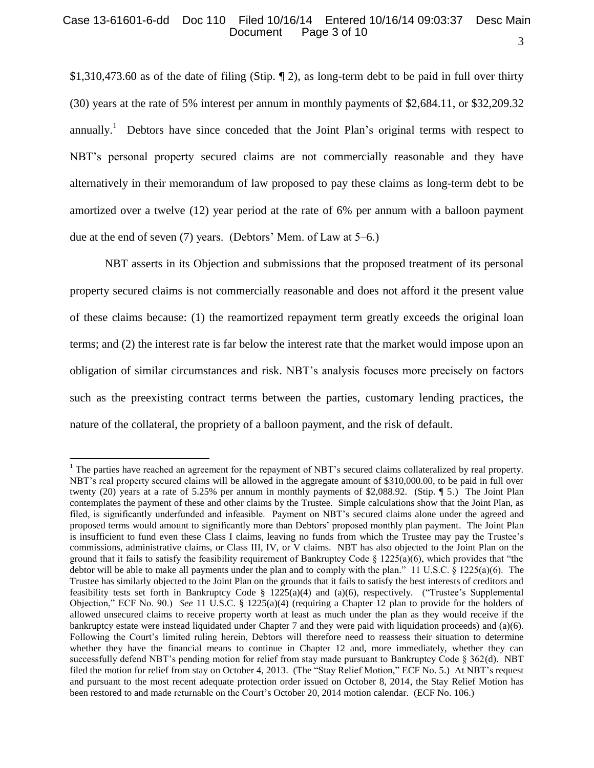$1,310,473.60 as of the date of filing (Stip. ¶ 2), as long-term debt to be paid in full over thirty (30) years at the rate of 5% interest per annum in monthly payments of $2,684.11, or $32,209.32 annually.[1] Debtors have since conceded that the Joint Plan's original terms with respect to NBT's personal property secured claims are not commercially reasonable and they have alternatively in their memorandum of law proposed to pay these claims as long-term debt to be amortized over a twelve (12) year period at the rate of 6% per annum with a balloon payment due at the end of seven (7) years. (Debtors' Mem. of Law at 5–6.)

NBT asserts in its Objection and submissions that the proposed treatment of its personal property secured claims is not commercially reasonable and does not afford it the present value of these claims because: (1) the reamortized repayment term greatly exceeds the original loan terms; and (2) the interest rate is far below the interest rate that the market would impose upon an obligation of similar circumstances and risk. NBT's analysis focuses more precisely on factors such as the preexisting contract terms between the parties, customary lending practices, the nature of the collateral, the propriety of a balloon payment, and the risk of default.

---

[1] The parties have reached an agreement for the repayment of NBT's secured claims collateralized by real property. NBT's real property secured claims will be allowed in the aggregate amount of $310,000.00, to be paid in full over twenty (20) years at a rate of 5.25% per annum in monthly payments of $2,088.92. (Stip. ¶ 5.) The Joint Plan contemplates the payment of these and other claims by the Trustee. Simple calculations show that the Joint Plan, as filed, is significantly underfunded and infeasible. Payment on NBT's secured claims alone under the agreed and proposed terms would amount to significantly more than Debtors' proposed monthly plan payment. The Joint Plan is insufficient to fund even these Class I claims, leaving no funds from which the Trustee may pay the Trustee's commissions, administrative claims, or Class III, IV, or V claims. NBT has also objected to the Joint Plan on the ground that it fails to satisfy the feasibility requirement of Bankruptcy Code § 1225(a)(6), which provides that "the debtor will be able to make all payments under the plan and to comply with the plan." 11 U.S.C. § 1225(a)(6). The Trustee has similarly objected to the Joint Plan on the grounds that it fails to satisfy the best interests of creditors and feasibility tests set forth in Bankruptcy Code § 1225(a)(4) and (a)(6), respectively. ("Trustee's Supplemental Objection," ECF No. 90.) *See* 11 U.S.C. § 1225(a)(4) (requiring a Chapter 12 plan to provide for the holders of allowed unsecured claims to receive property worth at least as much under the plan as they would receive if the bankruptcy estate were instead liquidated under Chapter 7 and they were paid with liquidation proceeds) and (a)(6). Following the Court's limited ruling herein, Debtors will therefore need to reassess their situation to determine whether they have the financial means to continue in Chapter 12 and, more immediately, whether they can successfully defend NBT's pending motion for relief from stay made pursuant to Bankruptcy Code § 362(d). NBT filed the motion for relief from stay on October 4, 2013. (The "Stay Relief Motion," ECF No. 5.) At NBT's request and pursuant to the most recent adequate protection order issued on October 8, 2014, the Stay Relief Motion has been restored to and made returnable on the Court's October 20, 2014 motion calendar. (ECF No. 106.)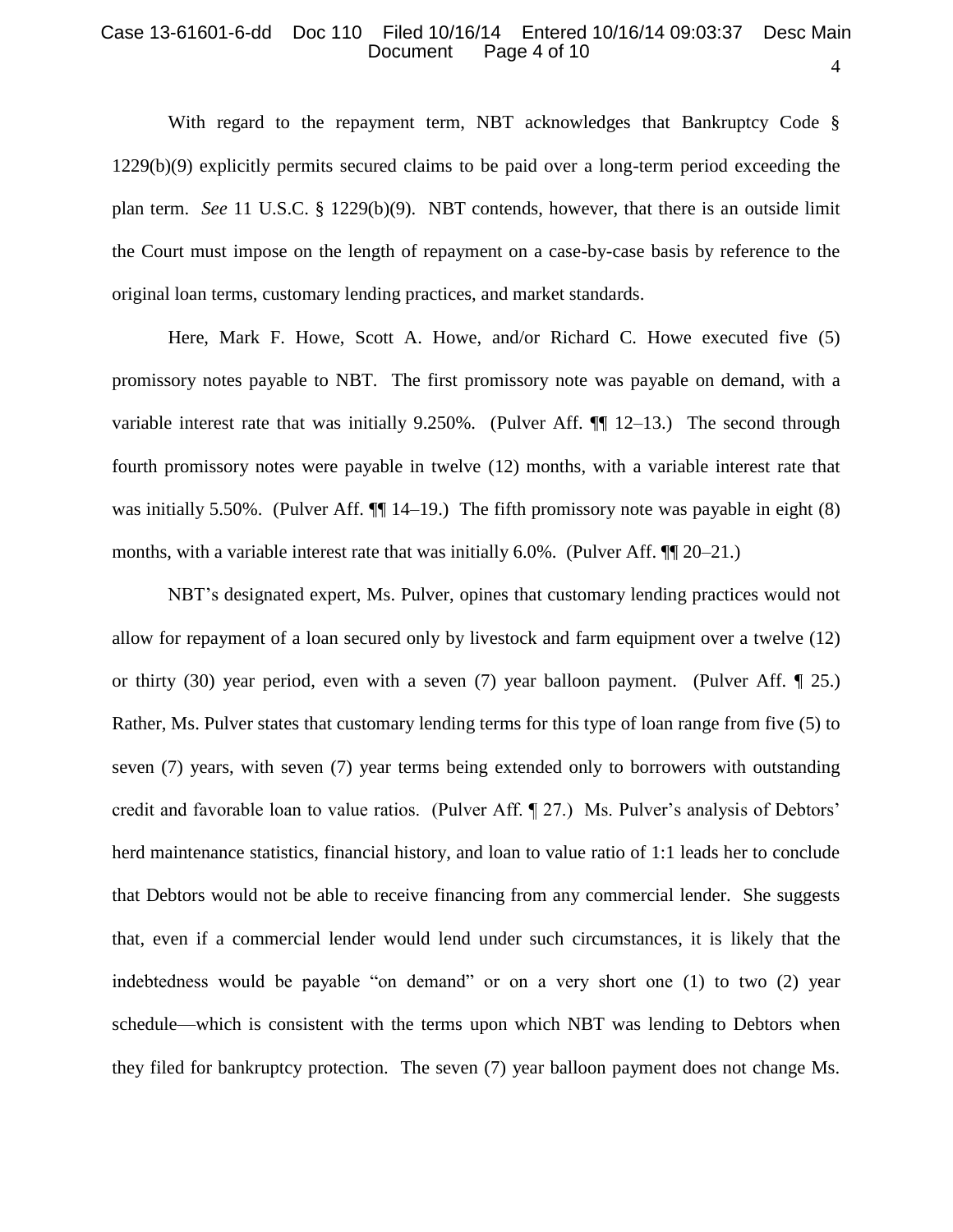With regard to the repayment term, NBT acknowledges that Bankruptcy Code § 1229(b)(9) explicitly permits secured claims to be paid over a long-term period exceeding the plan term. *See* 11 U.S.C. § 1229(b)(9). NBT contends, however, that there is an outside limit the Court must impose on the length of repayment on a case-by-case basis by reference to the original loan terms, customary lending practices, and market standards.

Here, Mark F. Howe, Scott A. Howe, and/or Richard C. Howe executed five (5) promissory notes payable to NBT. The first promissory note was payable on demand, with a variable interest rate that was initially 9.250%. (Pulver Aff. ¶¶ 12–13.) The second through fourth promissory notes were payable in twelve (12) months, with a variable interest rate that was initially 5.50%. (Pulver Aff. ¶¶ 14–19.) The fifth promissory note was payable in eight (8) months, with a variable interest rate that was initially 6.0%. (Pulver Aff. ¶¶ 20–21.)

NBT's designated expert, Ms. Pulver, opines that customary lending practices would not allow for repayment of a loan secured only by livestock and farm equipment over a twelve (12) or thirty (30) year period, even with a seven (7) year balloon payment. (Pulver Aff. ¶ 25.) Rather, Ms. Pulver states that customary lending terms for this type of loan range from five (5) to seven (7) years, with seven (7) year terms being extended only to borrowers with outstanding credit and favorable loan to value ratios. (Pulver Aff. ¶ 27.) Ms. Pulver's analysis of Debtors' herd maintenance statistics, financial history, and loan to value ratio of 1:1 leads her to conclude that Debtors would not be able to receive financing from any commercial lender. She suggests that, even if a commercial lender would lend under such circumstances, it is likely that the indebtedness would be payable "on demand" or on a very short one (1) to two (2) year schedule—which is consistent with the terms upon which NBT was lending to Debtors when they filed for bankruptcy protection. The seven (7) year balloon payment does not change Ms.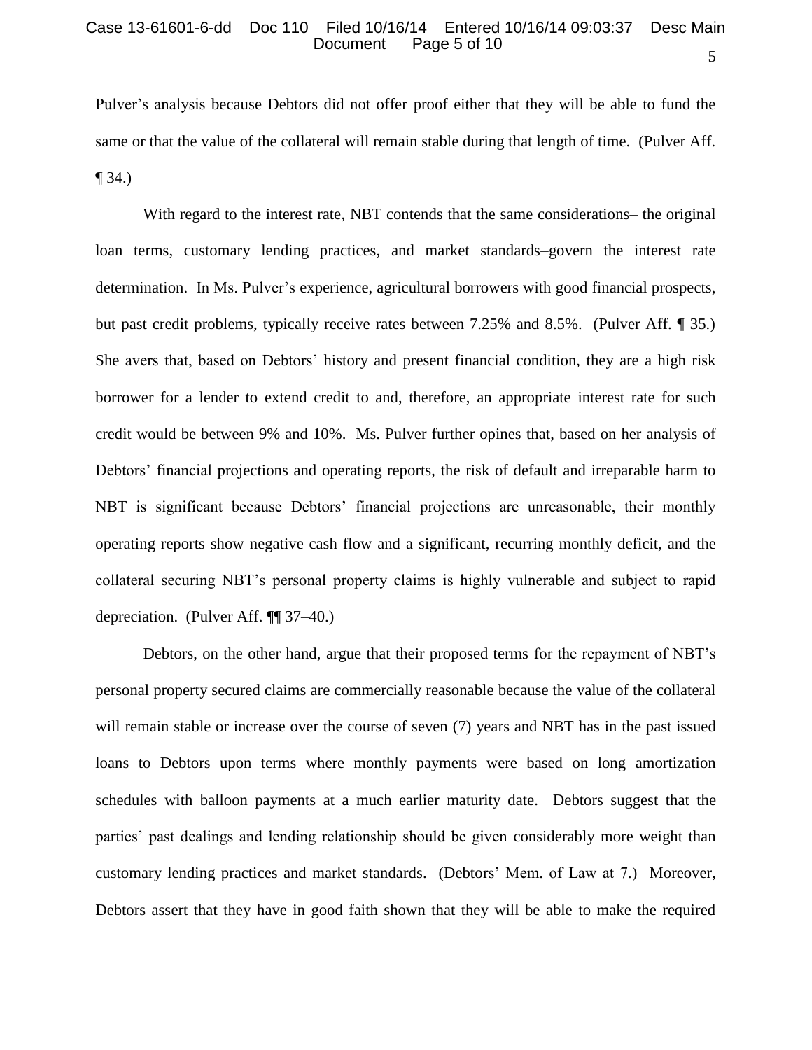Pulver's analysis because Debtors did not offer proof either that they will be able to fund the same or that the value of the collateral will remain stable during that length of time. (Pulver Aff. ¶ 34.)

With regard to the interest rate, NBT contends that the same considerations– the original loan terms, customary lending practices, and market standards–govern the interest rate determination. In Ms. Pulver's experience, agricultural borrowers with good financial prospects, but past credit problems, typically receive rates between 7.25% and 8.5%. (Pulver Aff. ¶ 35.) She avers that, based on Debtors' history and present financial condition, they are a high risk borrower for a lender to extend credit to and, therefore, an appropriate interest rate for such credit would be between 9% and 10%. Ms. Pulver further opines that, based on her analysis of Debtors' financial projections and operating reports, the risk of default and irreparable harm to NBT is significant because Debtors' financial projections are unreasonable, their monthly operating reports show negative cash flow and a significant, recurring monthly deficit, and the collateral securing NBT's personal property claims is highly vulnerable and subject to rapid depreciation. (Pulver Aff. ¶¶ 37–40.)

Debtors, on the other hand, argue that their proposed terms for the repayment of NBT's personal property secured claims are commercially reasonable because the value of the collateral will remain stable or increase over the course of seven (7) years and NBT has in the past issued loans to Debtors upon terms where monthly payments were based on long amortization schedules with balloon payments at a much earlier maturity date. Debtors suggest that the parties' past dealings and lending relationship should be given considerably more weight than customary lending practices and market standards. (Debtors' Mem. of Law at 7.) Moreover, Debtors assert that they have in good faith shown that they will be able to make the required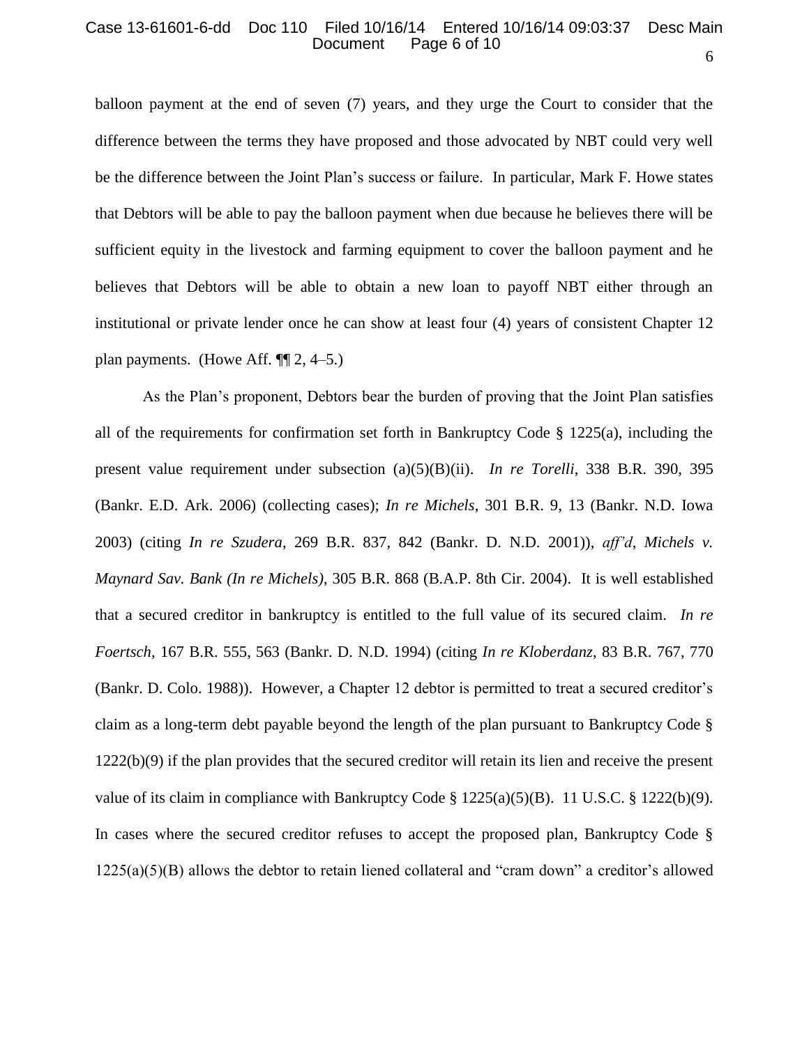balloon payment at the end of seven (7) years, and they urge the Court to consider that the difference between the terms they have proposed and those advocated by NBT could very well be the difference between the Joint Plan's success or failure. In particular, Mark F. Howe states that Debtors will be able to pay the balloon payment when due because he believes there will be sufficient equity in the livestock and farming equipment to cover the balloon payment and he believes that Debtors will be able to obtain a new loan to payoff NBT either through an institutional or private lender once he can show at least four (4) years of consistent Chapter 12 plan payments. (Howe Aff. ¶¶ 2, 4–5.)

As the Plan's proponent, Debtors bear the burden of proving that the Joint Plan satisfies all of the requirements for confirmation set forth in Bankruptcy Code § 1225(a), including the present value requirement under subsection (a)(5)(B)(ii). *In re Torelli*, 338 B.R. 390, 395 (Bankr. E.D. Ark. 2006) (collecting cases); *In re Michels*, 301 B.R. 9, 13 (Bankr. N.D. Iowa 2003) (citing *In re Szudera*, 269 B.R. 837, 842 (Bankr. D. N.D. 2001)), *aff'd*, *Michels v. Maynard Sav. Bank (In re Michels)*, 305 B.R. 868 (B.A.P. 8th Cir. 2004). It is well established that a secured creditor in bankruptcy is entitled to the full value of its secured claim. *In re Foertsch*, 167 B.R. 555, 563 (Bankr. D. N.D. 1994) (citing *In re Kloberdanz*, 83 B.R. 767, 770 (Bankr. D. Colo. 1988)). However, a Chapter 12 debtor is permitted to treat a secured creditor's claim as a long-term debt payable beyond the length of the plan pursuant to Bankruptcy Code § 1222(b)(9) if the plan provides that the secured creditor will retain its lien and receive the present value of its claim in compliance with Bankruptcy Code § 1225(a)(5)(B). 11 U.S.C. § 1222(b)(9). In cases where the secured creditor refuses to accept the proposed plan, Bankruptcy Code § 1225(a)(5)(B) allows the debtor to retain liened collateral and "cram down" a creditor's allowed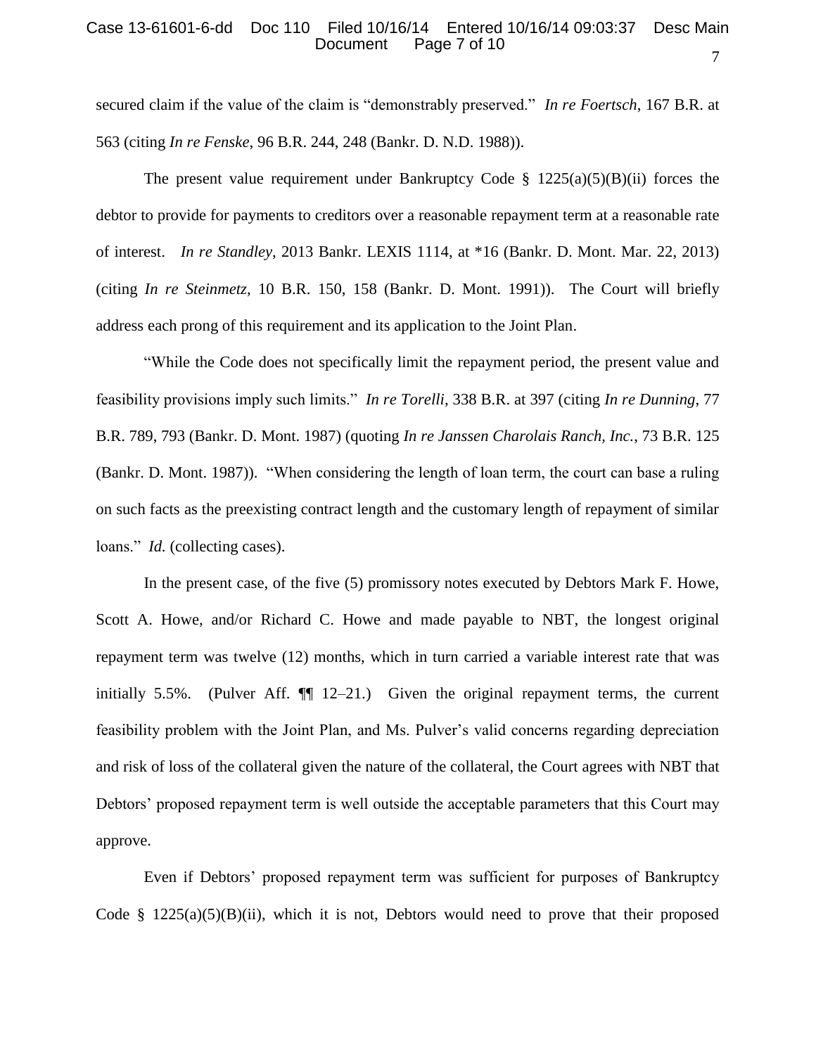secured claim if the value of the claim is "demonstrably preserved." *In re Foertsch*, 167 B.R. at 563 (citing *In re Fenske*, 96 B.R. 244, 248 (Bankr. D. N.D. 1988)).

The present value requirement under Bankruptcy Code § 1225(a)(5)(B)(ii) forces the debtor to provide for payments to creditors over a reasonable repayment term at a reasonable rate of interest. *In re Standley*, 2013 Bankr. LEXIS 1114, at *16 (Bankr. D. Mont. Mar. 22, 2013) (citing *In re Steinmetz*, 10 B.R. 150, 158 (Bankr. D. Mont. 1991)). The Court will briefly address each prong of this requirement and its application to the Joint Plan.

"While the Code does not specifically limit the repayment period, the present value and feasibility provisions imply such limits." *In re Torelli*, 338 B.R. at 397 (citing *In re Dunning*, 77 B.R. 789, 793 (Bankr. D. Mont. 1987) (quoting *In re Janssen Charolais Ranch, Inc.*, 73 B.R. 125 (Bankr. D. Mont. 1987)). "When considering the length of loan term, the court can base a ruling on such facts as the preexisting contract length and the customary length of repayment of similar loans." *Id.* (collecting cases).

In the present case, of the five (5) promissory notes executed by Debtors Mark F. Howe, Scott A. Howe, and/or Richard C. Howe and made payable to NBT, the longest original repayment term was twelve (12) months, which in turn carried a variable interest rate that was initially 5.5%. (Pulver Aff. ¶¶ 12–21.) Given the original repayment terms, the current feasibility problem with the Joint Plan, and Ms. Pulver's valid concerns regarding depreciation and risk of loss of the collateral given the nature of the collateral, the Court agrees with NBT that Debtors' proposed repayment term is well outside the acceptable parameters that this Court may approve.

Even if Debtors' proposed repayment term was sufficient for purposes of Bankruptcy Code § 1225(a)(5)(B)(ii), which it is not, Debtors would need to prove that their proposed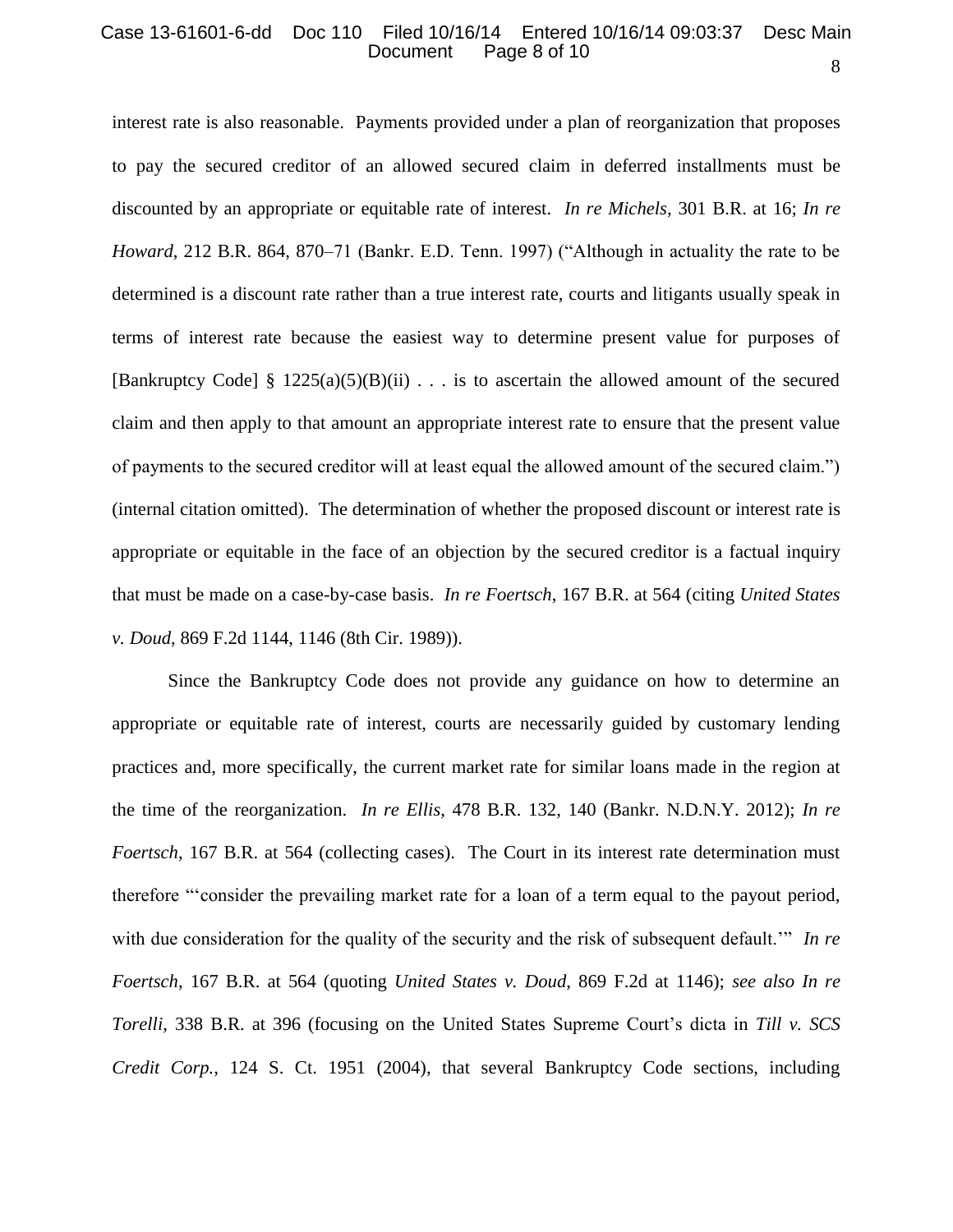interest rate is also reasonable. Payments provided under a plan of reorganization that proposes to pay the secured creditor of an allowed secured claim in deferred installments must be discounted by an appropriate or equitable rate of interest. *In re Michels*, 301 B.R. at 16; *In re Howard*, 212 B.R. 864, 870–71 (Bankr. E.D. Tenn. 1997) ("Although in actuality the rate to be determined is a discount rate rather than a true interest rate, courts and litigants usually speak in terms of interest rate because the easiest way to determine present value for purposes of [Bankruptcy Code] § 1225(a)(5)(B)(ii) . . . is to ascertain the allowed amount of the secured claim and then apply to that amount an appropriate interest rate to ensure that the present value of payments to the secured creditor will at least equal the allowed amount of the secured claim.") (internal citation omitted). The determination of whether the proposed discount or interest rate is appropriate or equitable in the face of an objection by the secured creditor is a factual inquiry that must be made on a case-by-case basis. *In re Foertsch*, 167 B.R. at 564 (citing *United States v. Doud*, 869 F.2d 1144, 1146 (8th Cir. 1989)).

Since the Bankruptcy Code does not provide any guidance on how to determine an appropriate or equitable rate of interest, courts are necessarily guided by customary lending practices and, more specifically, the current market rate for similar loans made in the region at the time of the reorganization. *In re Ellis*, 478 B.R. 132, 140 (Bankr. N.D.N.Y. 2012); *In re Foertsch*, 167 B.R. at 564 (collecting cases). The Court in its interest rate determination must therefore "'consider the prevailing market rate for a loan of a term equal to the payout period, with due consideration for the quality of the security and the risk of subsequent default.'" *In re Foertsch*, 167 B.R. at 564 (quoting *United States v. Doud*, 869 F.2d at 1146); *see also In re Torelli*, 338 B.R. at 396 (focusing on the United States Supreme Court's dicta in *Till v. SCS Credit Corp.*, 124 S. Ct. 1951 (2004), that several Bankruptcy Code sections, including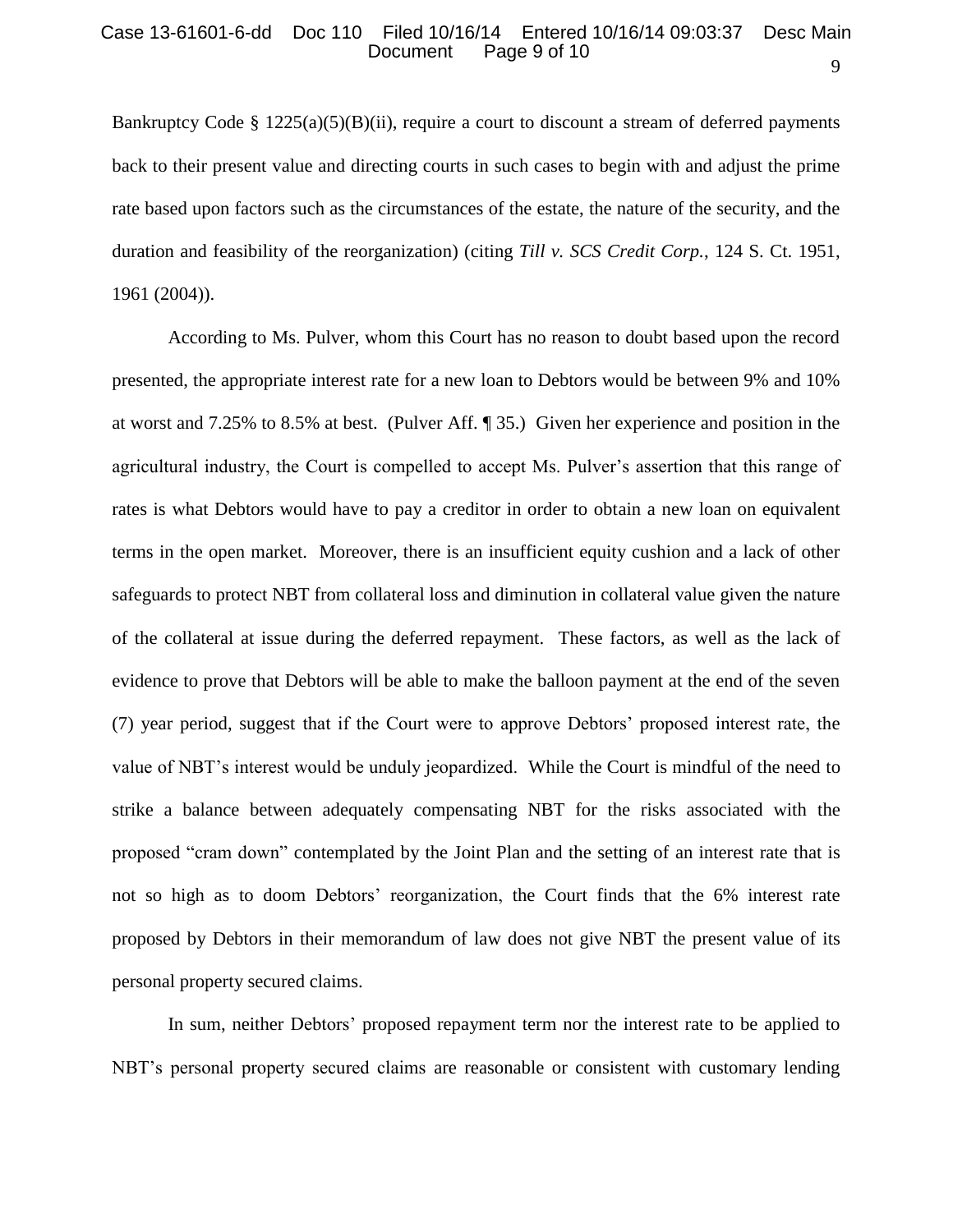Bankruptcy Code § 1225(a)(5)(B)(ii), require a court to discount a stream of deferred payments back to their present value and directing courts in such cases to begin with and adjust the prime rate based upon factors such as the circumstances of the estate, the nature of the security, and the duration and feasibility of the reorganization) (citing *Till v. SCS Credit Corp.*, 124 S. Ct. 1951, 1961 (2004)).

According to Ms. Pulver, whom this Court has no reason to doubt based upon the record presented, the appropriate interest rate for a new loan to Debtors would be between 9% and 10% at worst and 7.25% to 8.5% at best. (Pulver Aff. ¶ 35.) Given her experience and position in the agricultural industry, the Court is compelled to accept Ms. Pulver's assertion that this range of rates is what Debtors would have to pay a creditor in order to obtain a new loan on equivalent terms in the open market. Moreover, there is an insufficient equity cushion and a lack of other safeguards to protect NBT from collateral loss and diminution in collateral value given the nature of the collateral at issue during the deferred repayment. These factors, as well as the lack of evidence to prove that Debtors will be able to make the balloon payment at the end of the seven (7) year period, suggest that if the Court were to approve Debtors' proposed interest rate, the value of NBT's interest would be unduly jeopardized. While the Court is mindful of the need to strike a balance between adequately compensating NBT for the risks associated with the proposed "cram down" contemplated by the Joint Plan and the setting of an interest rate that is not so high as to doom Debtors' reorganization, the Court finds that the 6% interest rate proposed by Debtors in their memorandum of law does not give NBT the present value of its personal property secured claims.

In sum, neither Debtors' proposed repayment term nor the interest rate to be applied to NBT's personal property secured claims are reasonable or consistent with customary lending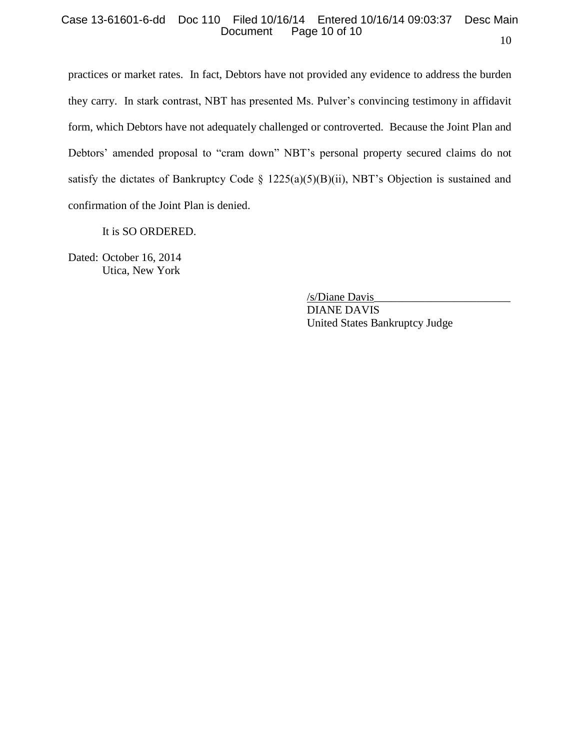practices or market rates. In fact, Debtors have not provided any evidence to address the burden they carry. In stark contrast, NBT has presented Ms. Pulver's convincing testimony in affidavit form, which Debtors have not adequately challenged or controverted. Because the Joint Plan and Debtors' amended proposal to "cram down" NBT's personal property secured claims do not satisfy the dictates of Bankruptcy Code § 1225(a)(5)(B)(ii), NBT's Objection is sustained and confirmation of the Joint Plan is denied.

It is SO ORDERED.

Dated: October 16, 2014
Utica, New York

/s/Diane Davis
DIANE DAVIS
United States Bankruptcy Judge